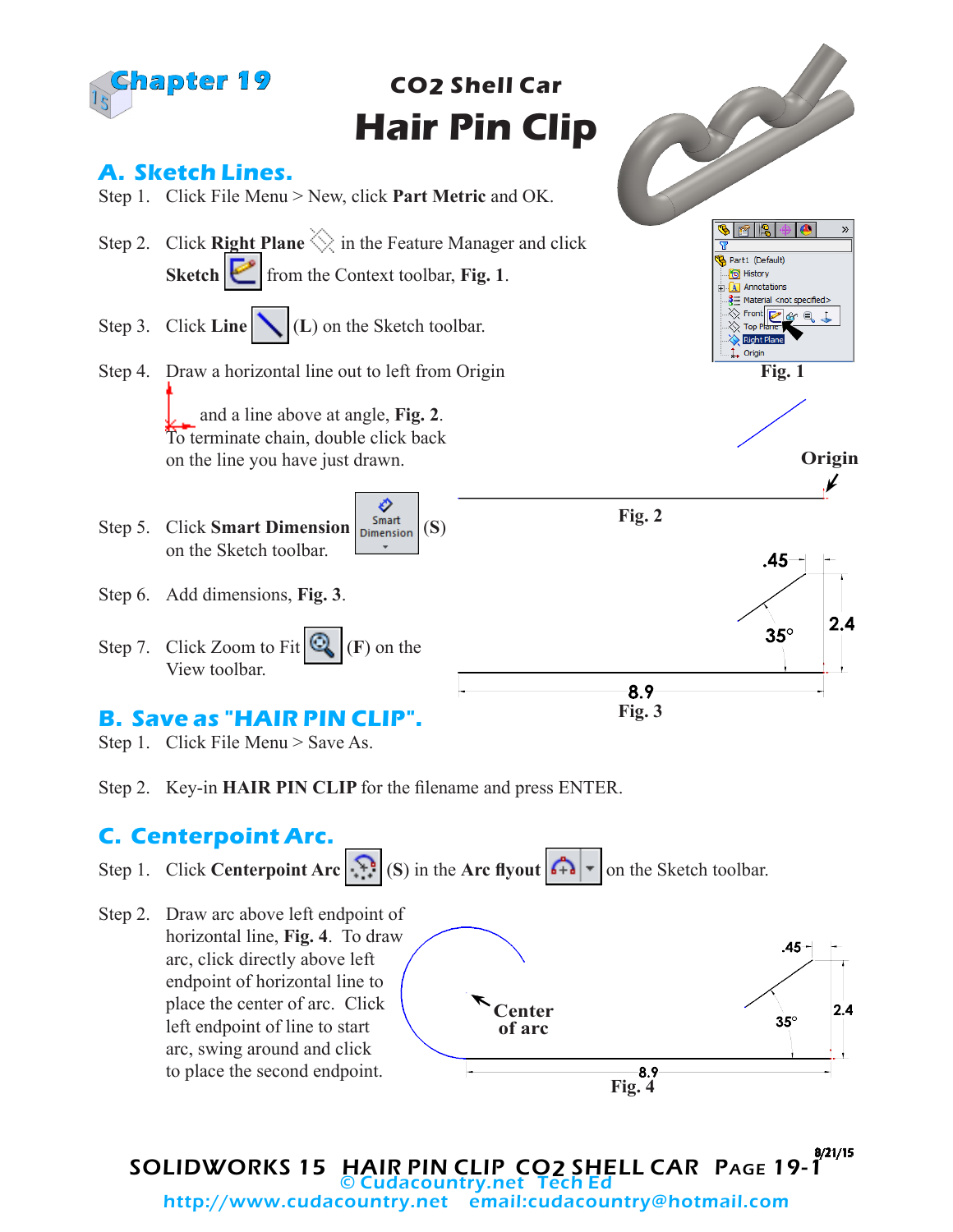# Chapter 19

## CO2 Shell Car

# Hair Pin Clip

## A. Sketch Lines.

Step 1. Click File Menu > New, click **Part Metric** and OK.

Step 2. Click **Right Plane** in the Feature Manager and click **Sketch** from the Context toolbar, **Fig. 1**.

Step 3. Click **Line** (**L**) on the Sketch toolbar.

Step 4. Draw a horizontal line out to left from Origin and a line above at angle, **Fig. 2**. To terminate chain, double click back on the line you have just drawn.

Step 5. Click **Smart Dimension** (**S**) on the Sketch toolbar.

Step 6. Add dimensions, **Fig. 3**.

Step 7. Click Zoom to Fit (**F**) on the View toolbar.

**Fig. 1**

Origin

**Fig. 2**

.45

2.4

35°

8.9

**Fig. 3**

## B. Save as "HAIR PIN CLIP".

Step 1. Click File Menu > Save As.

Step 2. Key-in **HAIR PIN CLIP** for the filename and press ENTER.

## C. Centerpoint Arc.

Step 1. Click **Centerpoint Arc** (**S**) in the **Arc flyout** on the Sketch toolbar.

Step 2. Draw arc above left endpoint of horizontal line, **Fig. 4**. To draw arc, click directly above left endpoint of horizontal line to place the center of arc. Click left endpoint of line to start arc, swing around and click to place the second endpoint.

**Center of arc**

.45

2.4

35°

8.9

**Fig. 4**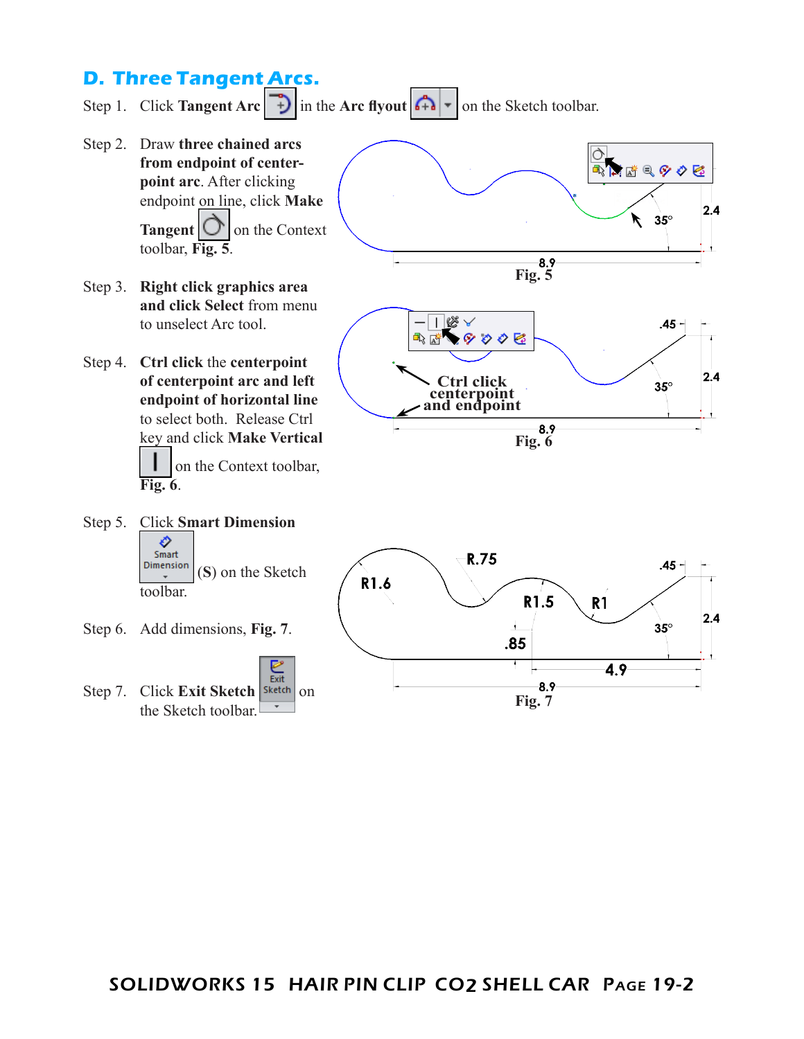## D. Three Tangent Arcs.

Step 1. Click **Tangent Arc** in the **Arc flyout** on the Sketch toolbar.

Step 2. Draw **three chained arcs from endpoint of center-point arc**. After clicking endpoint on line, click **Make Tangent** on the Context toolbar, **Fig. 5**.

Fig. 5

Step 3. **Right click graphics area and click Select** from menu to unselect Arc tool.

Step 4. **Ctrl click** the **centerpoint of centerpoint arc and left endpoint of horizontal line** to select both. Release Ctrl key and click **Make Vertical** on the Context toolbar, **Fig. 6**.

Fig. 6

Step 5. Click **Smart Dimension** (**S**) on the Sketch toolbar.

Step 6. Add dimensions, **Fig. 7**.

Fig. 7

Step 7. Click **Exit Sketch** on the Sketch toolbar.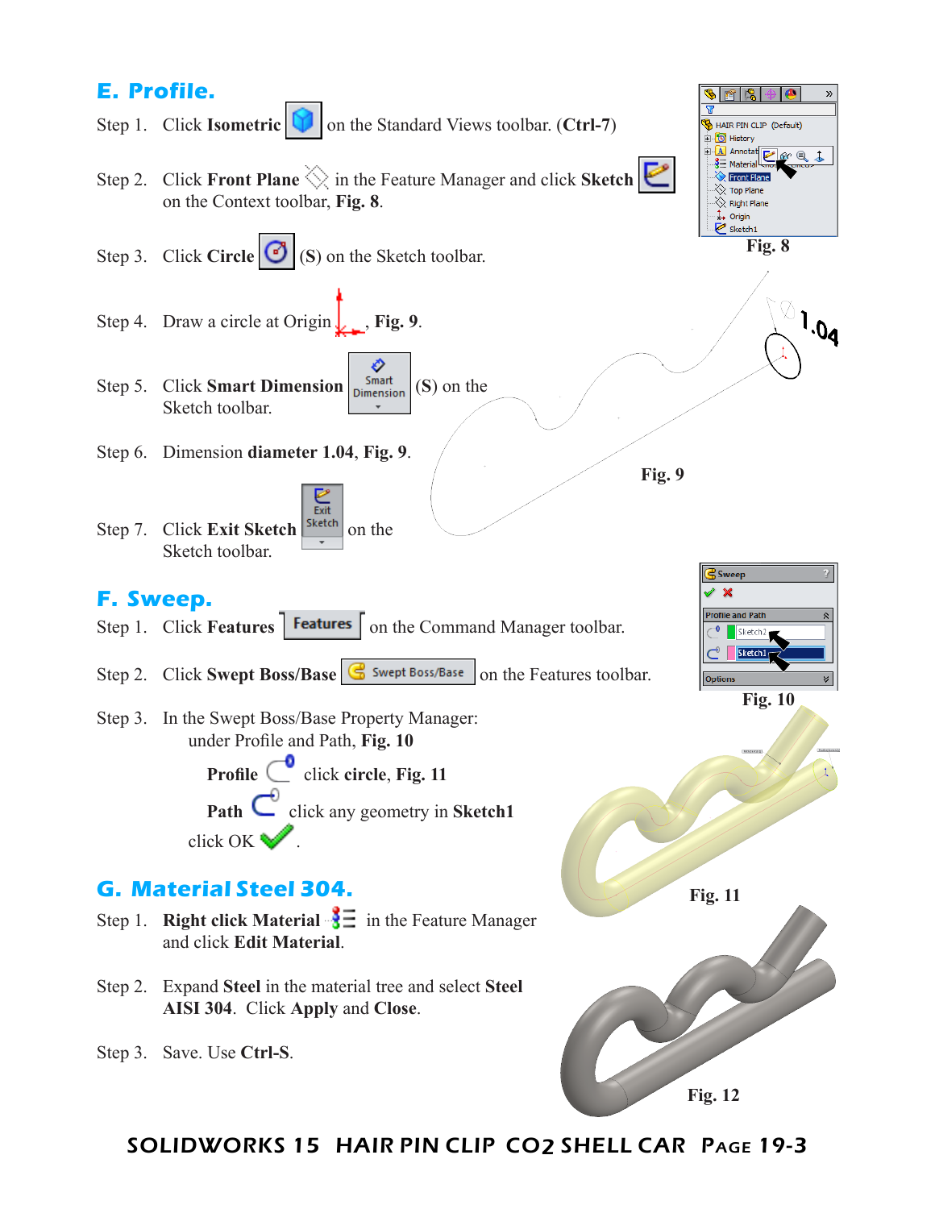## E. Profile.

Step 1. Click **Isometric** on the Standard Views toolbar. (**Ctrl-7**)

Step 2. Click **Front Plane** in the Feature Manager and click **Sketch** on the Context toolbar, **Fig. 8**.

Step 3. Click **Circle** (**S**) on the Sketch toolbar.

Step 4. Draw a circle at Origin, **Fig. 9**.

Step 5. Click **Smart Dimension** (**S**) on the Sketch toolbar.

Step 6. Dimension **diameter 1.04**, **Fig. 9**.

Step 7. Click **Exit Sketch** on the Sketch toolbar.

**Fig. 8**

1.04

**Fig. 9**

## F. Sweep.

Step 1. Click **Features** on the Command Manager toolbar.

Step 2. Click **Swept Boss/Base** on the Features toolbar.

Step 3. In the Swept Boss/Base Property Manager: under Profile and Path, **Fig. 10**

**Profile** click **circle**, **Fig. 11**

**Path** click any geometry in **Sketch1**

click OK .

**Fig. 10**

**Fig. 11**

## G. Material Steel 304.

Step 1. **Right click Material** in the Feature Manager and click **Edit Material**.

Step 2. Expand **Steel** in the material tree and select **Steel AISI 304**. Click **Apply** and **Close**.

Step 3. Save. Use **Ctrl-S**.

**Fig. 12**